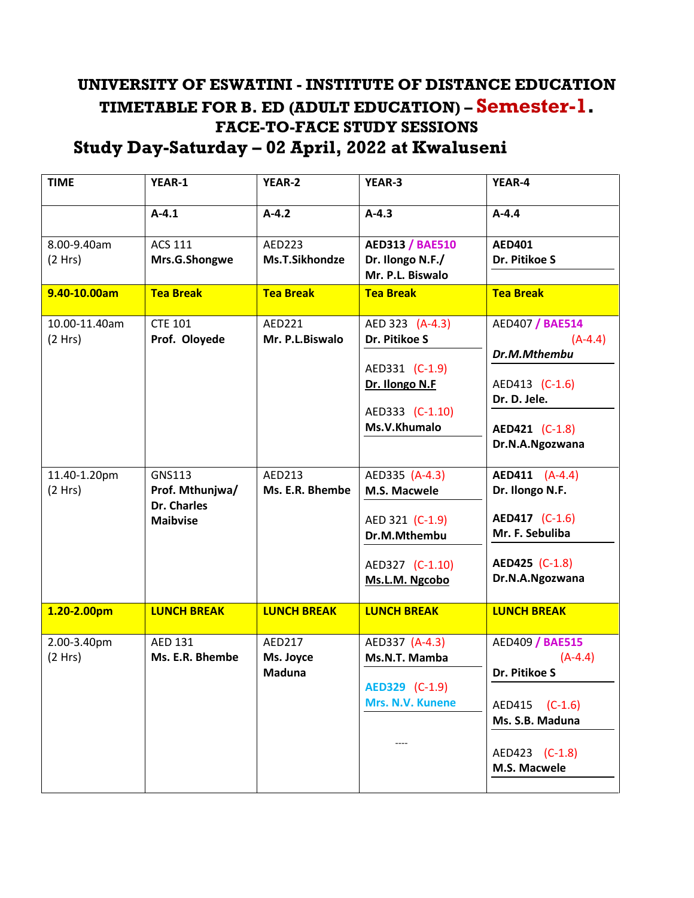# UNIVERSITY OF ESWATINI - INSTITUTE OF DISTANCE EDUCATION
## TIMETABLE FOR B. ED (ADULT EDUCATION) – Semester-1.
## FACE-TO-FACE STUDY SESSIONS
## Study Day-Saturday – 02 April, 2022 at Kwaluseni

| TIME | YEAR-1 | YEAR-2 | YEAR-3 | YEAR-4 |
|---|---|---|---|---|
| | **A-4.1** | **A-4.2** | **A-4.3** | **A-4.4** |
| 8.00-9.40am (2 Hrs) | ACS 111 **Mrs.G.Shongwe** | AED223 **Ms.T.Sikhondze** | **AED313 / BAE510** **Dr. Ilongo N.F./ Mr. P.L. Biswalo** | **AED401** **Dr. Pitikoe S** |
| **9.40-10.00am** | **Tea Break** | **Tea Break** | **Tea Break** | **Tea Break** |
| 10.00-11.40am (2 Hrs) | CTE 101 **Prof. Oloyede** | AED221 **Mr. P.L.Biswalo** | AED 323 (A-4.3) **Dr. Pitikoe S**<br>AED331 (C-1.9) **Dr. Ilongo N.F**<br>AED333 (C-1.10) **Ms.V.Khumalo** | AED407 / **BAE514** (A-4.4) ***Dr.M.Mthembu***<br>AED413 (C-1.6) **Dr. D. Jele.**<br>**AED421** (C-1.8) **Dr.N.A.Ngozwana** |
| 11.40-1.20pm (2 Hrs) | GNS113 **Prof. Mthunjwa/ Dr. Charles Maibvise** | AED213 **Ms. E.R. Bhembe** | AED335 (A-4.3) **M.S. Macwele**<br>AED 321 (C-1.9) **Dr.M.Mthembu**<br>AED327 (C-1.10) **Ms.L.M. Ngcobo** | **AED411** (A-4.4) **Dr. Ilongo N.F.**<br>**AED417** (C-1.6) **Mr. F. Sebuliba**<br>**AED425** (C-1.8) **Dr.N.A.Ngozwana** |
| **1.20-2.00pm** | **LUNCH BREAK** | **LUNCH BREAK** | **LUNCH BREAK** | **LUNCH BREAK** |
| 2.00-3.40pm (2 Hrs) | AED 131 **Ms. E.R. Bhembe** | AED217 **Ms. Joyce Maduna** | AED337 (A-4.3) **Ms.N.T. Mamba**<br>**AED329** (C-1.9) **Mrs. N.V. Kunene**<br>---- | AED409 / **BAE515** (A-4.4) **Dr. Pitikoe S**<br>AED415 (C-1.6) **Ms. S.B. Maduna**<br>AED423 (C-1.8) **M.S. Macwele** |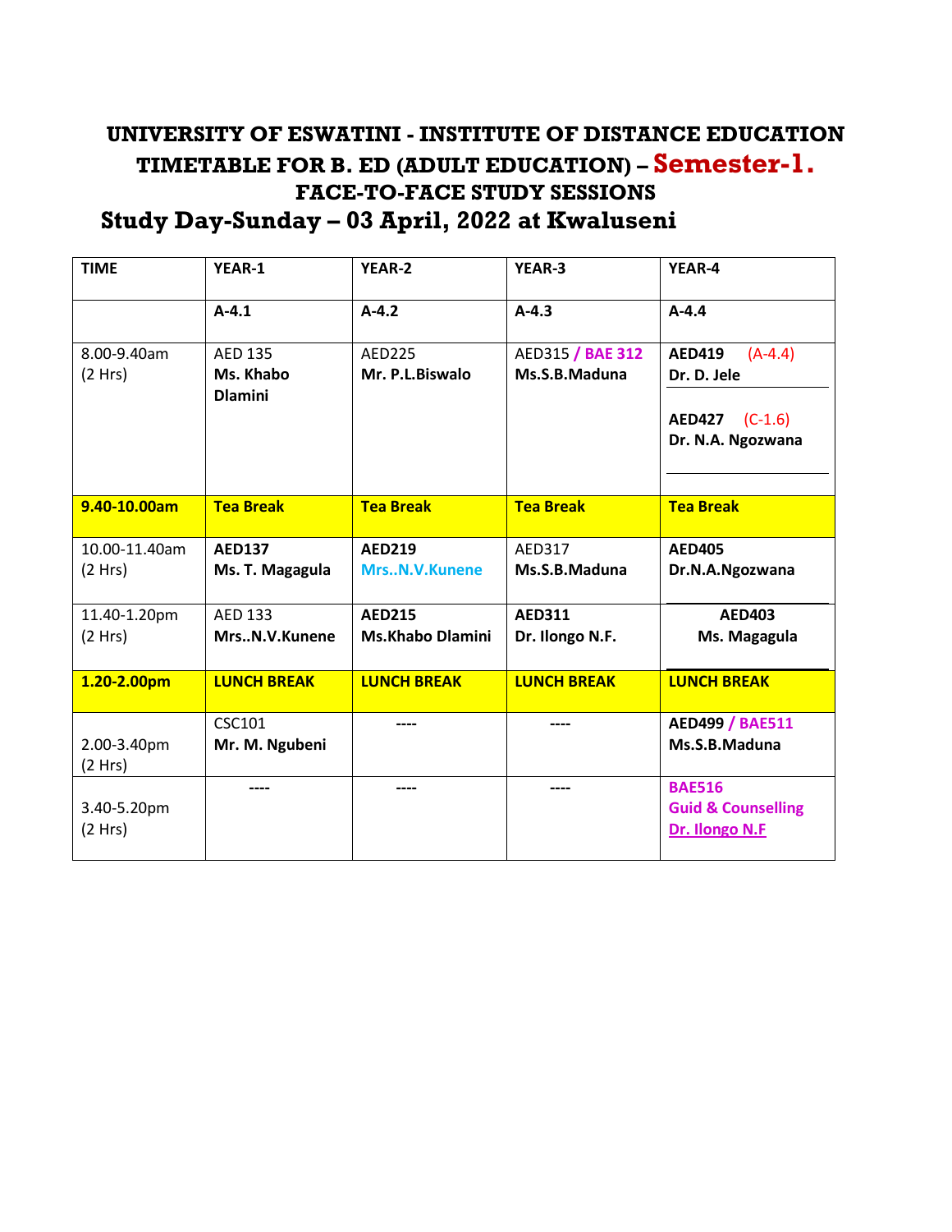# UNIVERSITY OF ESWATINI - INSTITUTE OF DISTANCE EDUCATION

## TIMETABLE FOR B. ED (ADULT EDUCATION) – Semester-1.

## FACE-TO-FACE STUDY SESSIONS

## Study Day-Sunday – 03 April, 2022 at Kwaluseni

| TIME | YEAR-1 | YEAR-2 | YEAR-3 | YEAR-4 |
|---|---|---|---|---|
| | **A-4.1** | **A-4.2** | **A-4.3** | **A-4.4** |
| 8.00-9.40am (2 Hrs) | AED 135 **Ms. Khabo Dlamini** | AED225 **Mr. P.L.Biswalo** | AED315 / **BAE 312** **Ms.S.B.Maduna** | **AED419** (A-4.4) **Dr. D. Jele** <br> **AED427** (C-1.6) **Dr. N.A. Ngozwana** |
| **9.40-10.00am** | **Tea Break** | **Tea Break** | **Tea Break** | **Tea Break** |
| 10.00-11.40am (2 Hrs) | **AED137 Ms. T. Magagula** | **AED219** **Mrs..N.V.Kunene** | AED317 **Ms.S.B.Maduna** | **AED405 Dr.N.A.Ngozwana** |
| 11.40-1.20pm (2 Hrs) | AED 133 **Mrs..N.V.Kunene** | **AED215 Ms.Khabo Dlamini** | **AED311 Dr. Ilongo N.F.** | **AED403 Ms. Magagula** |
| **1.20-2.00pm** | **LUNCH BREAK** | **LUNCH BREAK** | **LUNCH BREAK** | **LUNCH BREAK** |
| 2.00-3.40pm (2 Hrs) | CSC101 **Mr. M. Ngubeni** | ---- | ---- | **AED499 / BAE511 Ms.S.B.Maduna** |
| 3.40-5.20pm (2 Hrs) | ---- | ---- | ---- | **BAE516 Guid & Counselling Dr. Ilongo N.F** |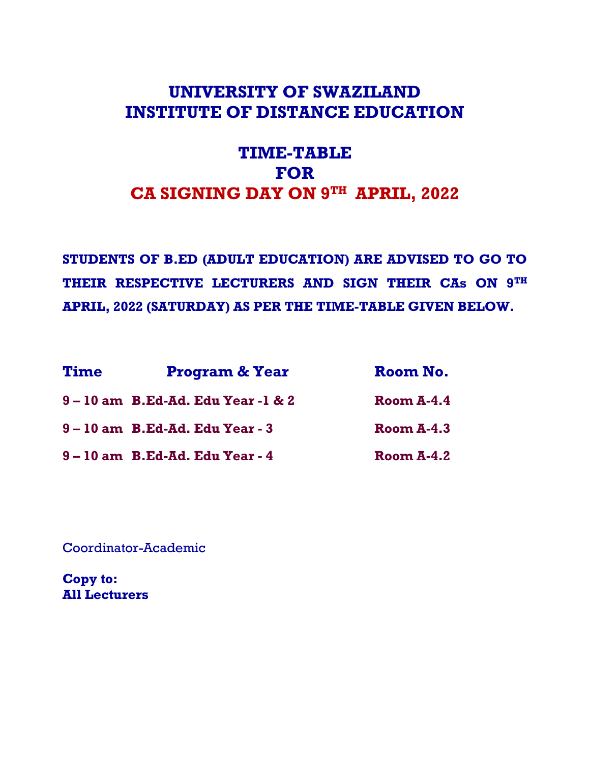# UNIVERSITY OF SWAZILAND
# INSTITUTE OF DISTANCE EDUCATION

## TIME-TABLE
## FOR
## CA SIGNING DAY ON 9TH APRIL, 2022

**STUDENTS OF B.ED (ADULT EDUCATION) ARE ADVISED TO GO TO THEIR RESPECTIVE LECTURERS AND SIGN THEIR CAs ON 9TH APRIL, 2022 (SATURDAY) AS PER THE TIME-TABLE GIVEN BELOW.**

| Time | Program & Year | Room No. |
|---|---|---|
| 9 – 10 am | B.Ed-Ad. Edu Year -1 & 2 | Room A-4.4 |
| 9 – 10 am | B.Ed-Ad. Edu Year - 3 | Room A-4.3 |
| 9 – 10 am | B.Ed-Ad. Edu Year - 4 | Room A-4.2 |

Coordinator-Academic

**Copy to:**
**All Lecturers**